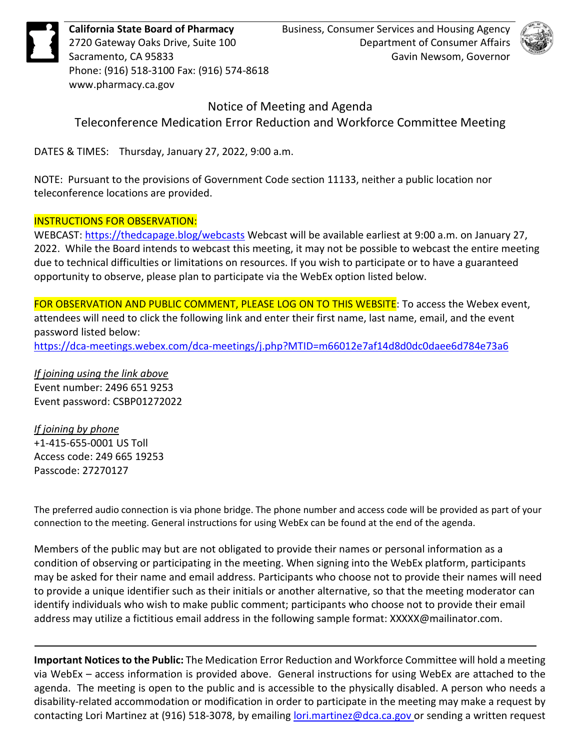**California State Board of Pharmacy**
2720 Gateway Oaks Drive, Suite 100
Sacramento, CA 95833
Phone: (916) 518-3100 Fax: (916) 574-8618
www.pharmacy.ca.gov

Business, Consumer Services and Housing Agency
Department of Consumer Affairs
Gavin Newsom, Governor

# Notice of Meeting and Agenda
## Teleconference Medication Error Reduction and Workforce Committee Meeting

DATES & TIMES: Thursday, January 27, 2022, 9:00 a.m.

NOTE: Pursuant to the provisions of Government Code section 11133, neither a public location nor teleconference locations are provided.

INSTRUCTIONS FOR OBSERVATION:
WEBCAST: https://thedcapage.blog/webcasts Webcast will be available earliest at 9:00 a.m. on January 27, 2022. While the Board intends to webcast this meeting, it may not be possible to webcast the entire meeting due to technical difficulties or limitations on resources. If you wish to participate or to have a guaranteed opportunity to observe, please plan to participate via the WebEx option listed below.

FOR OBSERVATION AND PUBLIC COMMENT, PLEASE LOG ON TO THIS WEBSITE: To access the Webex event, attendees will need to click the following link and enter their first name, last name, email, and the event password listed below:
https://dca-meetings.webex.com/dca-meetings/j.php?MTID=m66012e7af14d8d0dc0daee6d784e73a6

*If joining using the link above*
Event number: 2496 651 9253
Event password: CSBP01272022

*If joining by phone*
+1-415-655-0001 US Toll
Access code: 249 665 19253
Passcode: 27270127

The preferred audio connection is via phone bridge. The phone number and access code will be provided as part of your connection to the meeting. General instructions for using WebEx can be found at the end of the agenda.

Members of the public may but are not obligated to provide their names or personal information as a condition of observing or participating in the meeting. When signing into the WebEx platform, participants may be asked for their name and email address. Participants who choose not to provide their names will need to provide a unique identifier such as their initials or another alternative, so that the meeting moderator can identify individuals who wish to make public comment; participants who choose not to provide their email address may utilize a fictitious email address in the following sample format: XXXXX@mailinator.com.

---

**Important Notices to the Public:** The Medication Error Reduction and Workforce Committee will hold a meeting via WebEx – access information is provided above. General instructions for using WebEx are attached to the agenda. The meeting is open to the public and is accessible to the physically disabled. A person who needs a disability-related accommodation or modification in order to participate in the meeting may make a request by contacting Lori Martinez at (916) 518-3078, by emailing lori.martinez@dca.ca.gov or sending a written request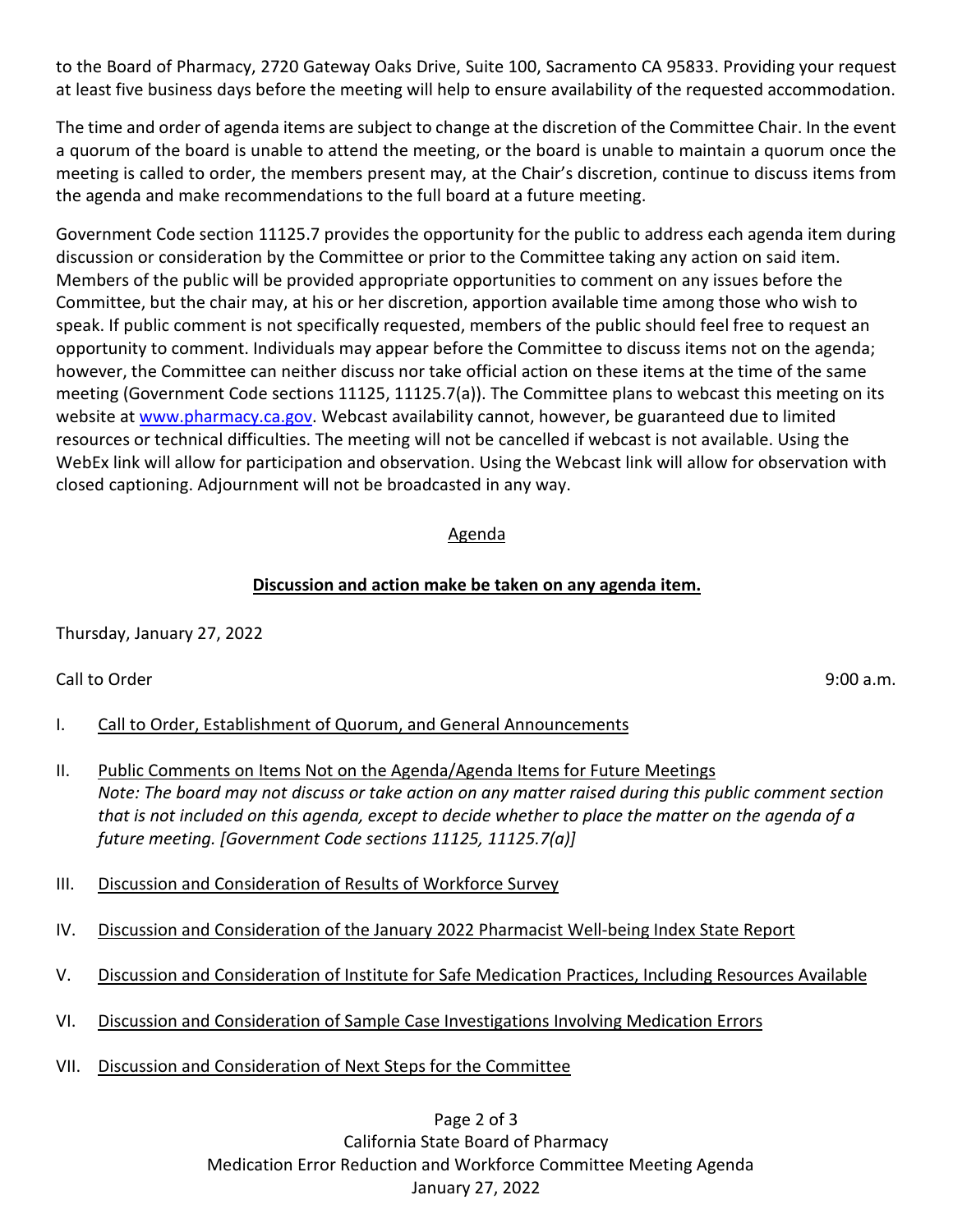to the Board of Pharmacy, 2720 Gateway Oaks Drive, Suite 100, Sacramento CA 95833. Providing your request at least five business days before the meeting will help to ensure availability of the requested accommodation.

The time and order of agenda items are subject to change at the discretion of the Committee Chair. In the event a quorum of the board is unable to attend the meeting, or the board is unable to maintain a quorum once the meeting is called to order, the members present may, at the Chair's discretion, continue to discuss items from the agenda and make recommendations to the full board at a future meeting.

Government Code section 11125.7 provides the opportunity for the public to address each agenda item during discussion or consideration by the Committee or prior to the Committee taking any action on said item. Members of the public will be provided appropriate opportunities to comment on any issues before the Committee, but the chair may, at his or her discretion, apportion available time among those who wish to speak. If public comment is not specifically requested, members of the public should feel free to request an opportunity to comment. Individuals may appear before the Committee to discuss items not on the agenda; however, the Committee can neither discuss nor take official action on these items at the time of the same meeting (Government Code sections 11125, 11125.7(a)). The Committee plans to webcast this meeting on its website at [www.pharmacy.ca.gov](http://www.pharmacy.ca.gov). Webcast availability cannot, however, be guaranteed due to limited resources or technical difficulties. The meeting will not be cancelled if webcast is not available. Using the WebEx link will allow for participation and observation. Using the Webcast link will allow for observation with closed captioning. Adjournment will not be broadcasted in any way.

## Agenda

**Discussion and action make be taken on any agenda item.**

Thursday, January 27, 2022

Call to Order 9:00 a.m.

I. Call to Order, Establishment of Quorum, and General Announcements

II. Public Comments on Items Not on the Agenda/Agenda Items for Future Meetings
*Note: The board may not discuss or take action on any matter raised during this public comment section that is not included on this agenda, except to decide whether to place the matter on the agenda of a future meeting. [Government Code sections 11125, 11125.7(a)]*

III. Discussion and Consideration of Results of Workforce Survey

IV. Discussion and Consideration of the January 2022 Pharmacist Well-being Index State Report

V. Discussion and Consideration of Institute for Safe Medication Practices, Including Resources Available

VI. Discussion and Consideration of Sample Case Investigations Involving Medication Errors

VII. Discussion and Consideration of Next Steps for the Committee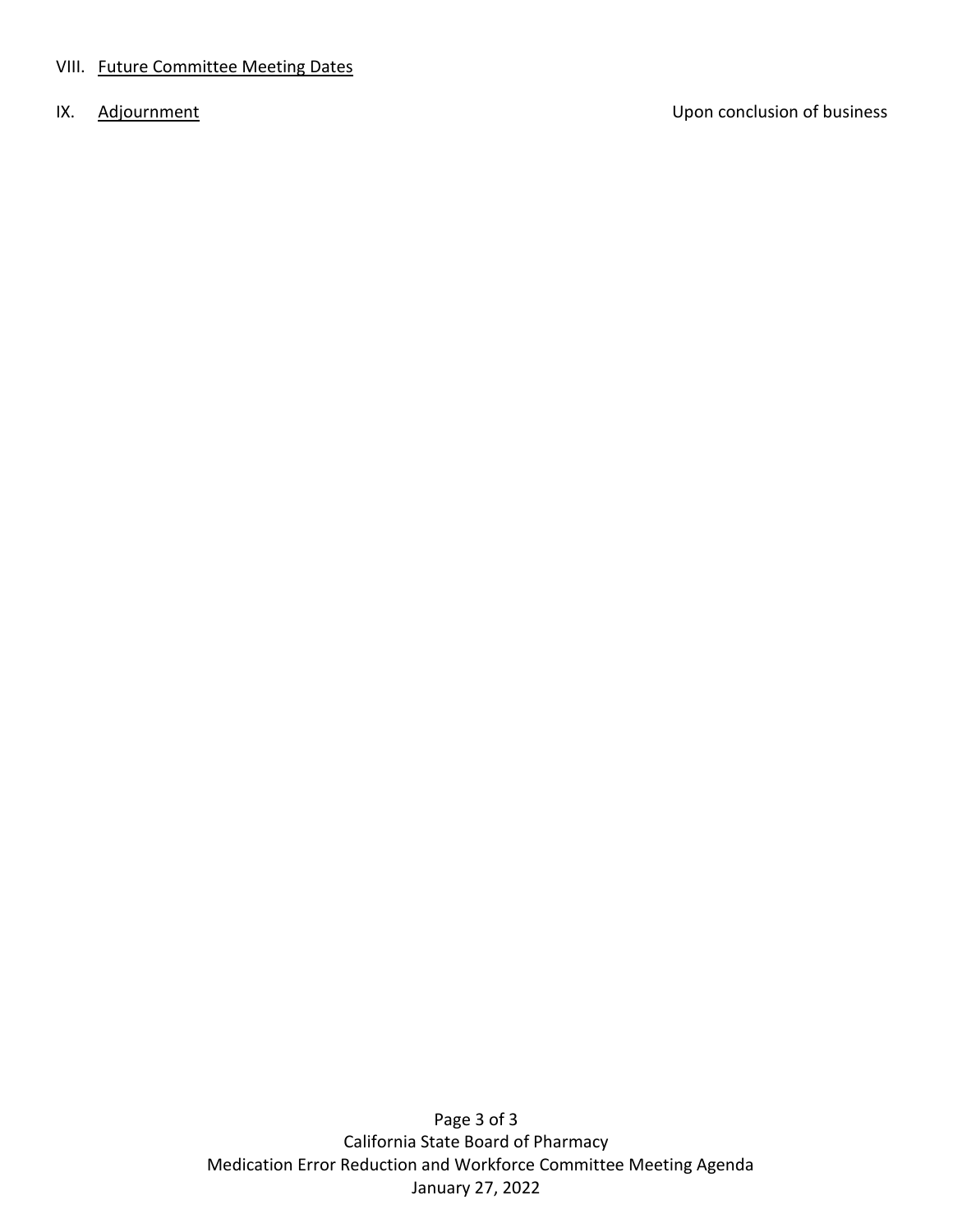VIII. Future Committee Meeting Dates

IX. Adjournment — Upon conclusion of business